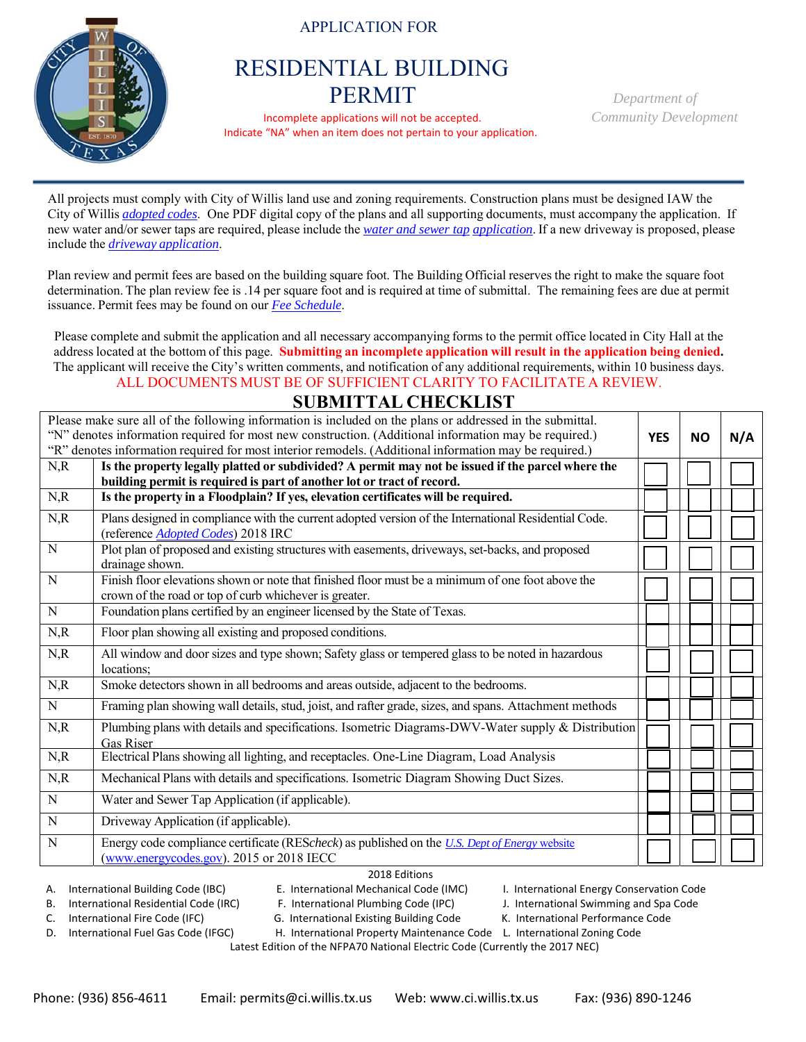APPLICATION FOR

# RESIDENTIAL BUILDING PERMIT

Incomplete applications will not be accepted.
Indicate "NA" when an item does not pertain to your application.

*Department of Community Development*

All projects must comply with City of Willis land use and zoning requirements. Construction plans must be designed IAW the City of Willis *adopted codes*. One PDF digital copy of the plans and all supporting documents, must accompany the application. If new water and/or sewer taps are required, please include the *water and sewer tap application*. If a new driveway is proposed, please include the *driveway application*.

Plan review and permit fees are based on the building square foot. The Building Official reserves the right to make the square foot determination. The plan review fee is .14 per square foot and is required at time of submittal. The remaining fees are due at permit issuance. Permit fees may be found on our *Fee Schedule*.

Please complete and submit the application and all necessary accompanying forms to the permit office located in City Hall at the address located at the bottom of this page. **Submitting an incomplete application will result in the application being denied.** The applicant will receive the City's written comments, and notification of any additional requirements, within 10 business days.

ALL DOCUMENTS MUST BE OF SUFFICIENT CLARITY TO FACILITATE A REVIEW.

## SUBMITTAL CHECKLIST

| Please make sure all of the following information is included on the plans or addressed in the submittal. "N" denotes information required for most new construction. (Additional information may be required.) "R" denotes information required for most interior remodels. (Additional information may be required.) | | YES | NO | N/A |
|---|---|---|---|---|
| N,R | **Is the property legally platted or subdivided? A permit may not be issued if the parcel where the building permit is required is part of another lot or tract of record.** | ☐ | ☐ | ☐ |
| N,R | **Is the property in a Floodplain? If yes, elevation certificates will be required.** | ☐ | ☐ | ☐ |
| N,R | Plans designed in compliance with the current adopted version of the International Residential Code. (reference *Adopted Codes*) 2018 IRC | ☐ | ☐ | ☐ |
| N | Plot plan of proposed and existing structures with easements, driveways, set-backs, and proposed drainage shown. | ☐ | ☐ | ☐ |
| N | Finish floor elevations shown or note that finished floor must be a minimum of one foot above the crown of the road or top of curb whichever is greater. | ☐ | ☐ | ☐ |
| N | Foundation plans certified by an engineer licensed by the State of Texas. | ☐ | ☐ | ☐ |
| N,R | Floor plan showing all existing and proposed conditions. | ☐ | ☐ | ☐ |
| N,R | All window and door sizes and type shown; Safety glass or tempered glass to be noted in hazardous locations; | ☐ | ☐ | ☐ |
| N,R | Smoke detectors shown in all bedrooms and areas outside, adjacent to the bedrooms. | ☐ | ☐ | ☐ |
| N | Framing plan showing wall details, stud, joist, and rafter grade, sizes, and spans. Attachment methods | ☐ | ☐ | ☐ |
| N,R | Plumbing plans with details and specifications. Isometric Diagrams-DWV-Water supply & Distribution Gas Riser | ☐ | ☐ | ☐ |
| N,R | Electrical Plans showing all lighting, and receptacles. One-Line Diagram, Load Analysis | ☐ | ☐ | ☐ |
| N,R | Mechanical Plans with details and specifications. Isometric Diagram Showing Duct Sizes. | ☐ | ☐ | ☐ |
| N | Water and Sewer Tap Application (if applicable). | ☐ | ☐ | ☐ |
| N | Driveway Application (if applicable). | ☐ | ☐ | ☐ |
| N | Energy code compliance certificate (RES*check*) as published on the *U.S. Dept of Energy website* (www.energycodes.gov). 2015 or 2018 IECC | ☐ | ☐ | ☐ |

2018 Editions

A. International Building Code (IBC)
B. International Residential Code (IRC)
C. International Fire Code (IFC)
D. International Fuel Gas Code (IFGC)
E. International Mechanical Code (IMC)
F. International Plumbing Code (IPC)
G. International Existing Building Code
H. International Property Maintenance Code
I. International Energy Conservation Code
J. International Swimming and Spa Code
K. International Performance Code
L. International Zoning Code

Latest Edition of the NFPA70 National Electric Code (Currently the 2017 NEC)

Phone: (936) 856-4611 Email: permits@ci.willis.tx.us Web: www.ci.willis.tx.us Fax: (936) 890-1246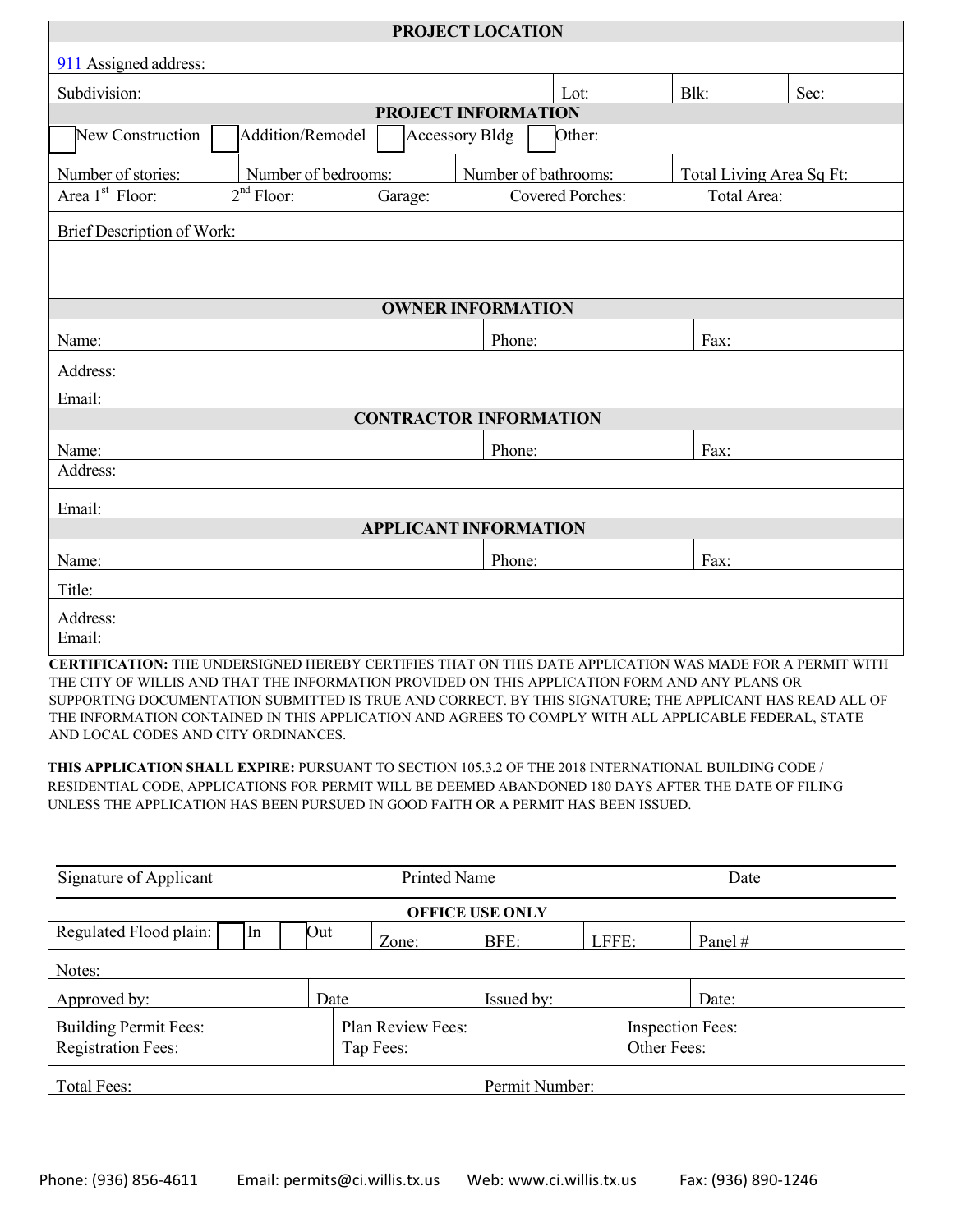## PROJECT LOCATION

| | | | |
|---|---|---|---|
| 911 Assigned address: | | | |
| Subdivision: | Lot: | Blk: | Sec: |

## PROJECT INFORMATION

☐ New Construction ☐ Addition/Remodel ☐ Accessory Bldg ☐ Other:

| | | | | |
|---|---|---|---|---|
| Number of stories: | Number of bedrooms: | Number of bathrooms: | Total Living Area Sq Ft: | |
| Area 1st Floor: | 2nd Floor: | Garage: | Covered Porches: | Total Area: |

Brief Description of Work:

## OWNER INFORMATION

| | | |
|---|---|---|
| Name: | Phone: | Fax: |
| Address: | | |
| Email: | | |

## CONTRACTOR INFORMATION

| | | |
|---|---|---|
| Name: | Phone: | Fax: |
| Address: | | |
| Email: | | |

## APPLICANT INFORMATION

| | | |
|---|---|---|
| Name: | Phone: | Fax: |
| Title: | | |
| Address: | | |
| Email: | | |

**CERTIFICATION:** THE UNDERSIGNED HEREBY CERTIFIES THAT ON THIS DATE APPLICATION WAS MADE FOR A PERMIT WITH THE CITY OF WILLIS AND THAT THE INFORMATION PROVIDED ON THIS APPLICATION FORM AND ANY PLANS OR SUPPORTING DOCUMENTATION SUBMITTED IS TRUE AND CORRECT. BY THIS SIGNATURE; THE APPLICANT HAS READ ALL OF THE INFORMATION CONTAINED IN THIS APPLICATION AND AGREES TO COMPLY WITH ALL APPLICABLE FEDERAL, STATE AND LOCAL CODES AND CITY ORDINANCES.

**THIS APPLICATION SHALL EXPIRE:** PURSUANT TO SECTION 105.3.2 OF THE 2018 INTERNATIONAL BUILDING CODE / RESIDENTIAL CODE, APPLICATIONS FOR PERMIT WILL BE DEEMED ABANDONED 180 DAYS AFTER THE DATE OF FILING UNLESS THE APPLICATION HAS BEEN PURSUED IN GOOD FAITH OR A PERMIT HAS BEEN ISSUED.

| Signature of Applicant | Printed Name | Date |
|---|---|---|

## OFFICE USE ONLY

| | | | | |
|---|---|---|---|---|
| Regulated Flood plain: ☐ In ☐ Out | Zone: | BFE: | LFFE: | Panel # |
| Notes: | | | | |
| Approved by: | Date | Issued by: | Date: | |

| | | |
|---|---|---|
| Building Permit Fees: | Plan Review Fees: | Inspection Fees: |
| Registration Fees: | Tap Fees: | Other Fees: |
| Total Fees: | Permit Number: | |

Phone: (936) 856-4611 Email: permits@ci.willis.tx.us Web: www.ci.willis.tx.us Fax: (936) 890-1246